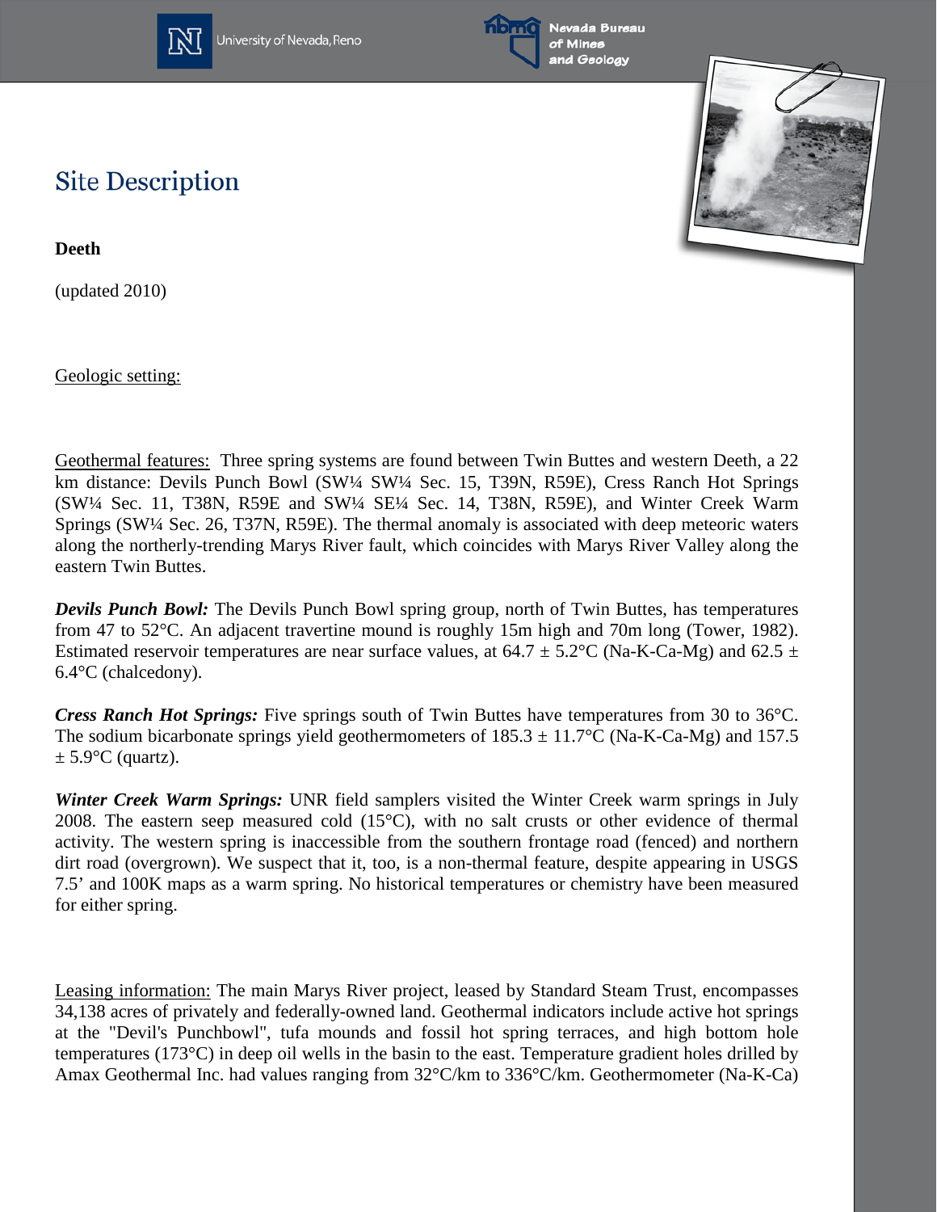# Site Description

**Deeth**

(updated 2010)

Geologic setting:

Geothermal features: Three spring systems are found between Twin Buttes and western Deeth, a 22 km distance: Devils Punch Bowl (SW¼ SW¼ Sec. 15, T39N, R59E), Cress Ranch Hot Springs (SW¼ Sec. 11, T38N, R59E and SW¼ SE¼ Sec. 14, T38N, R59E), and Winter Creek Warm Springs (SW¼ Sec. 26, T37N, R59E). The thermal anomaly is associated with deep meteoric waters along the northerly-trending Marys River fault, which coincides with Marys River Valley along the eastern Twin Buttes.

***Devils Punch Bowl:*** The Devils Punch Bowl spring group, north of Twin Buttes, has temperatures from 47 to 52°C. An adjacent travertine mound is roughly 15m high and 70m long (Tower, 1982). Estimated reservoir temperatures are near surface values, at 64.7 ± 5.2°C (Na-K-Ca-Mg) and 62.5 ± 6.4°C (chalcedony).

***Cress Ranch Hot Springs:*** Five springs south of Twin Buttes have temperatures from 30 to 36°C. The sodium bicarbonate springs yield geothermometers of 185.3 ± 11.7°C (Na-K-Ca-Mg) and 157.5 ± 5.9°C (quartz).

***Winter Creek Warm Springs:*** UNR field samplers visited the Winter Creek warm springs in July 2008. The eastern seep measured cold (15°C), with no salt crusts or other evidence of thermal activity. The western spring is inaccessible from the southern frontage road (fenced) and northern dirt road (overgrown). We suspect that it, too, is a non-thermal feature, despite appearing in USGS 7.5' and 100K maps as a warm spring. No historical temperatures or chemistry have been measured for either spring.

Leasing information: The main Marys River project, leased by Standard Steam Trust, encompasses 34,138 acres of privately and federally-owned land. Geothermal indicators include active hot springs at the "Devil's Punchbowl", tufa mounds and fossil hot spring terraces, and high bottom hole temperatures (173°C) in deep oil wells in the basin to the east. Temperature gradient holes drilled by Amax Geothermal Inc. had values ranging from 32°C/km to 336°C/km. Geothermometer (Na-K-Ca)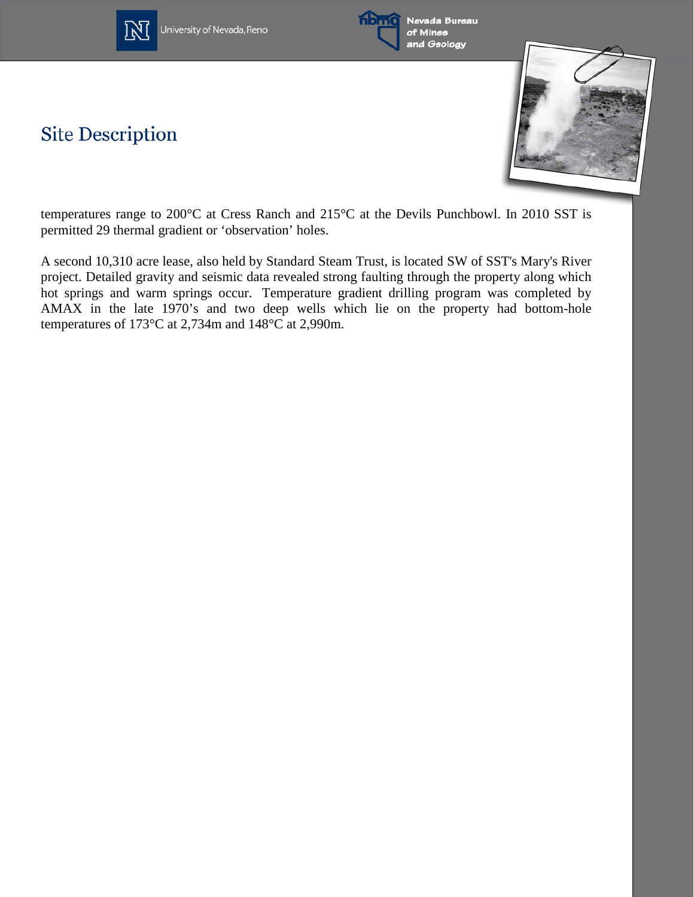# Site Description

temperatures range to 200°C at Cress Ranch and 215°C at the Devils Punchbowl. In 2010 SST is permitted 29 thermal gradient or 'observation' holes.

A second 10,310 acre lease, also held by Standard Steam Trust, is located SW of SST's Mary's River project. Detailed gravity and seismic data revealed strong faulting through the property along which hot springs and warm springs occur. Temperature gradient drilling program was completed by AMAX in the late 1970's and two deep wells which lie on the property had bottom-hole temperatures of 173°C at 2,734m and 148°C at 2,990m.